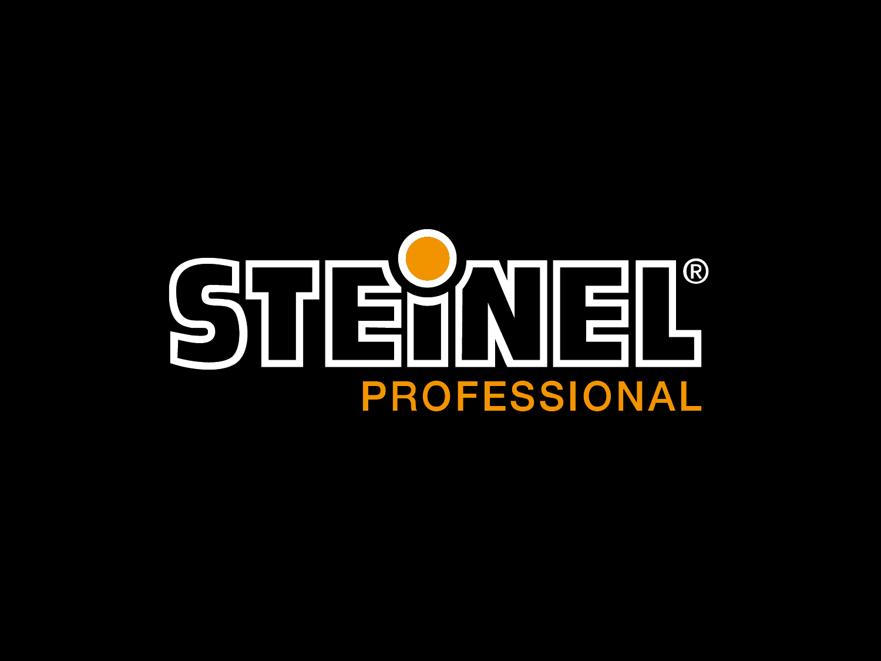# STEINEL®

## PROFESSIONAL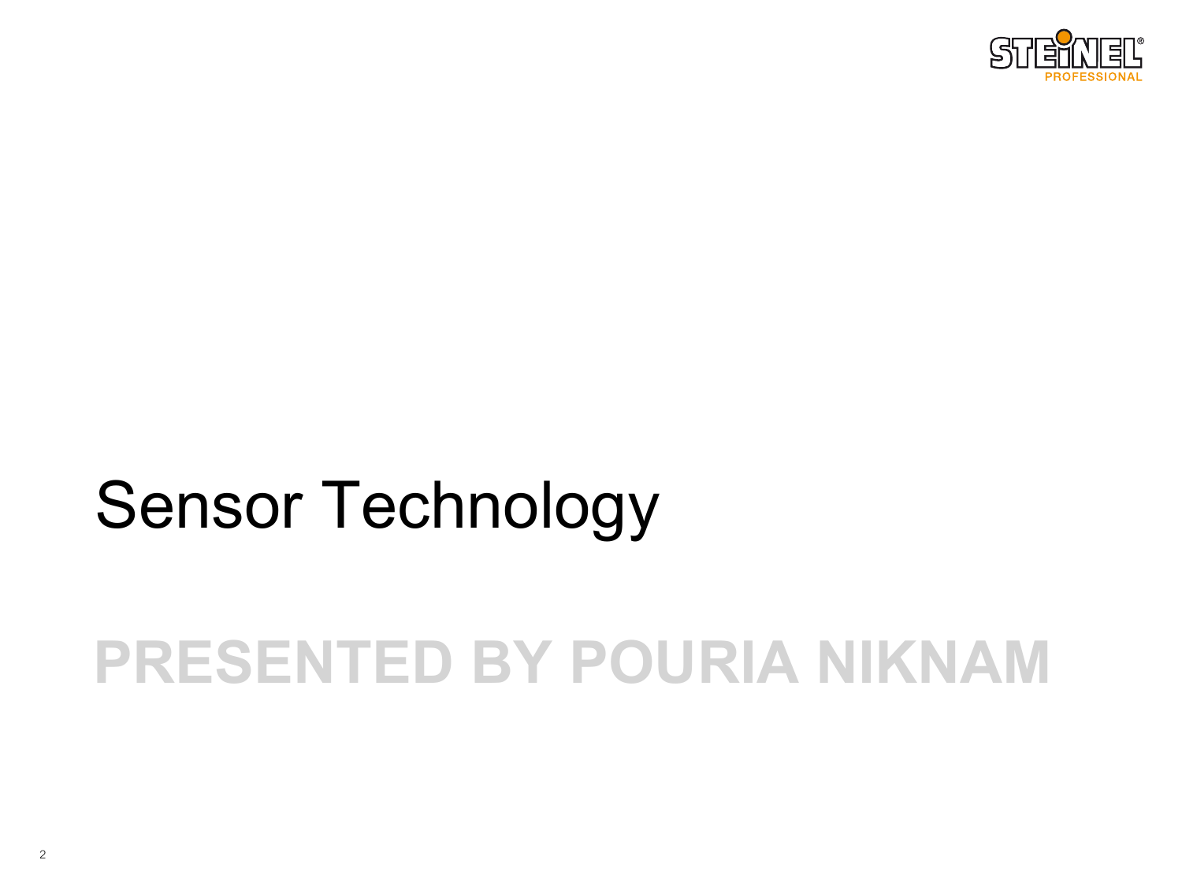# Sensor Technology

## PRESENTED BY POURIA NIKNAM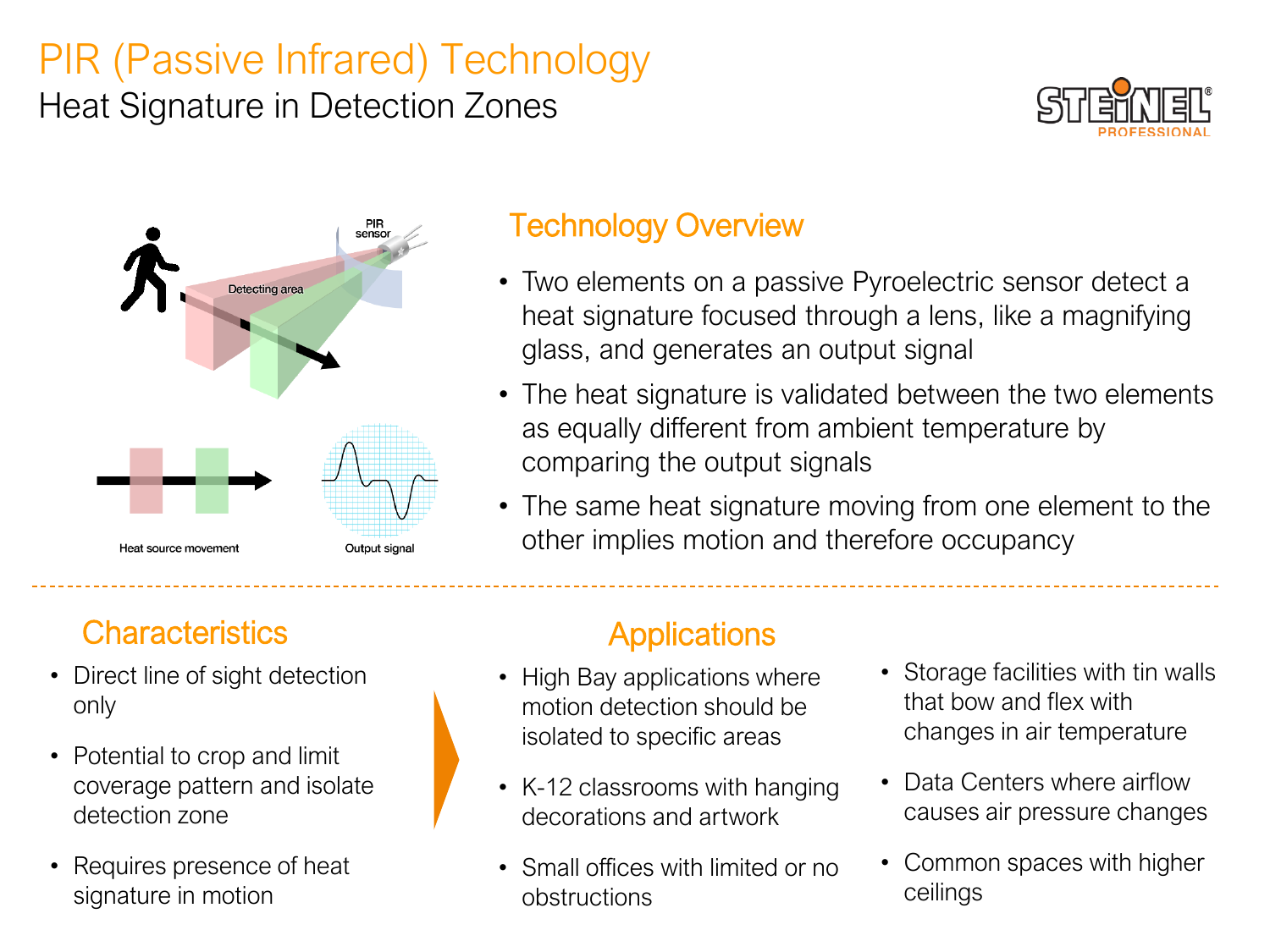# PIR (Passive Infrared) Technology

## Heat Signature in Detection Zones

PIR sensor

Detecting area

Heat source movement

Output signal

### Technology Overview

- Two elements on a passive Pyroelectric sensor detect a heat signature focused through a lens, like a magnifying glass, and generates an output signal
- The heat signature is validated between the two elements as equally different from ambient temperature by comparing the output signals
- The same heat signature moving from one element to the other implies motion and therefore occupancy

### Characteristics

- Direct line of sight detection only
- Potential to crop and limit coverage pattern and isolate detection zone
- Requires presence of heat signature in motion

### Applications

- High Bay applications where motion detection should be isolated to specific areas
- K-12 classrooms with hanging decorations and artwork
- Small offices with limited or no obstructions
- Storage facilities with tin walls that bow and flex with changes in air temperature
- Data Centers where airflow causes air pressure changes
- Common spaces with higher ceilings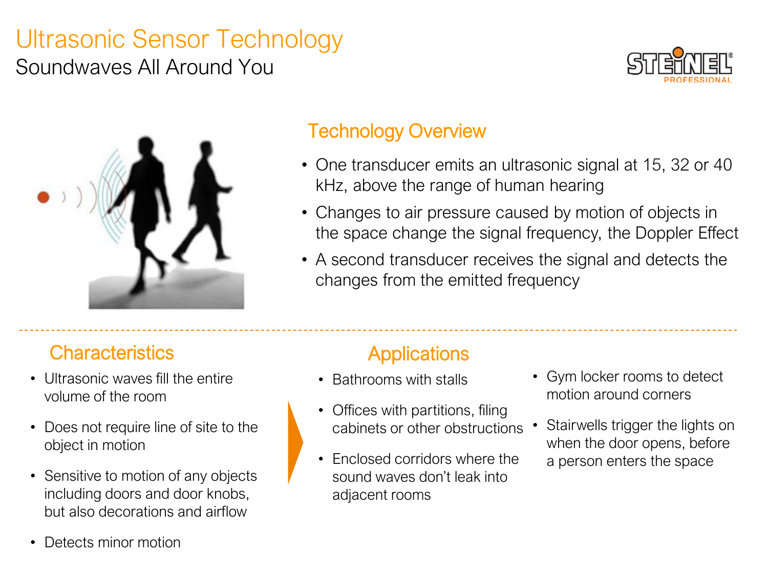# Ultrasonic Sensor Technology

## Soundwaves All Around You

STEINEL PROFESSIONAL

### Technology Overview

- One transducer emits an ultrasonic signal at 15, 32 or 40 kHz, above the range of human hearing
- Changes to air pressure caused by motion of objects in the space change the signal frequency, the Doppler Effect
- A second transducer receives the signal and detects the changes from the emitted frequency

### Characteristics

- Ultrasonic waves fill the entire volume of the room
- Does not require line of site to the object in motion
- Sensitive to motion of any objects including doors and door knobs, but also decorations and airflow
- Detects minor motion

### Applications

- Bathrooms with stalls
- Offices with partitions, filing cabinets or other obstructions
- Enclosed corridors where the sound waves don't leak into adjacent rooms
- Gym locker rooms to detect motion around corners
- Stairwells trigger the lights on when the door opens, before a person enters the space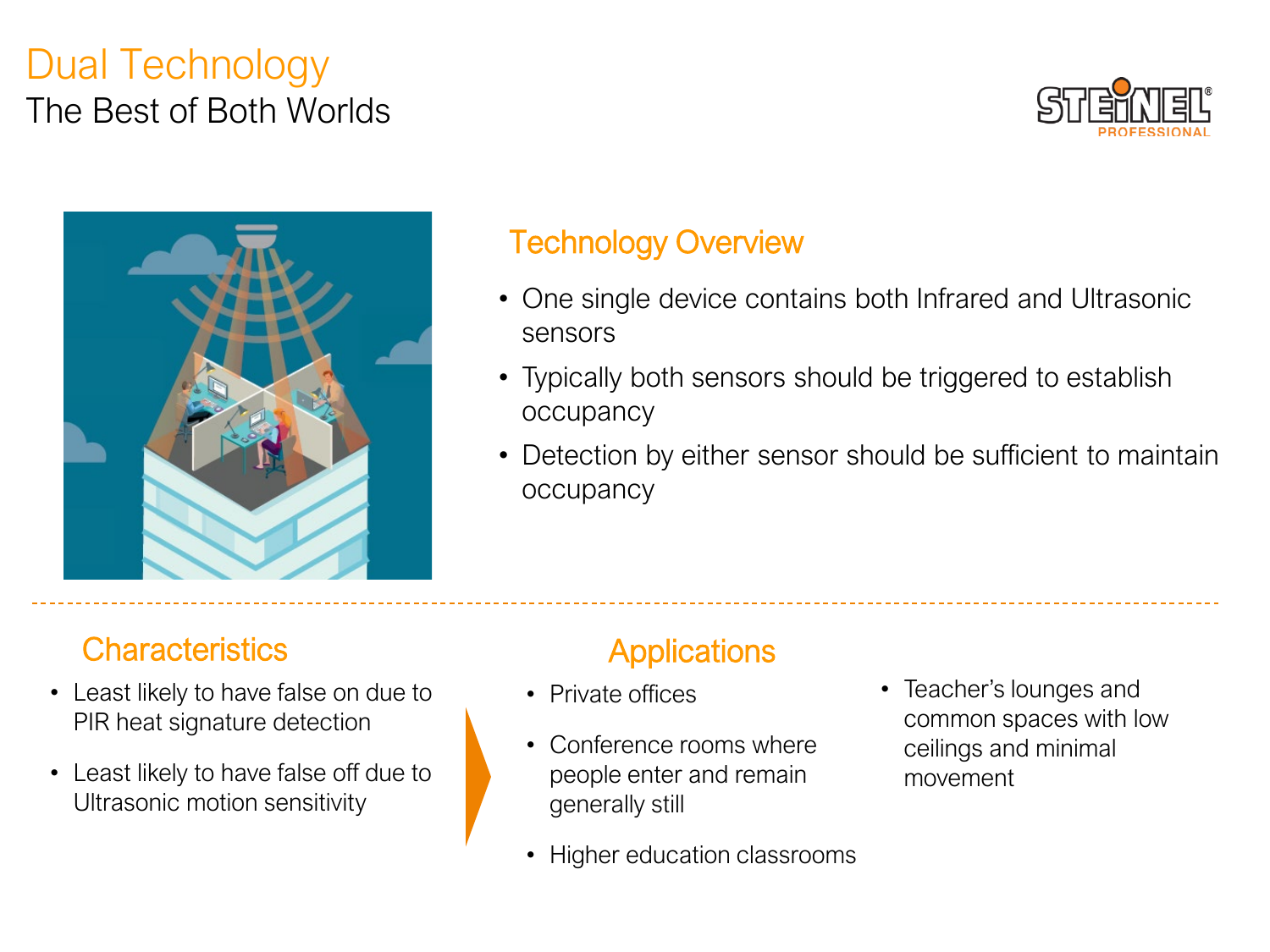# Dual Technology

## The Best of Both Worlds

STEINEL PROFESSIONAL

### Technology Overview

- One single device contains both Infrared and Ultrasonic sensors
- Typically both sensors should be triggered to establish occupancy
- Detection by either sensor should be sufficient to maintain occupancy

### Characteristics

- Least likely to have false on due to PIR heat signature detection
- Least likely to have false off due to Ultrasonic motion sensitivity

### Applications

- Private offices
- Conference rooms where people enter and remain generally still
- Higher education classrooms
- Teacher's lounges and common spaces with low ceilings and minimal movement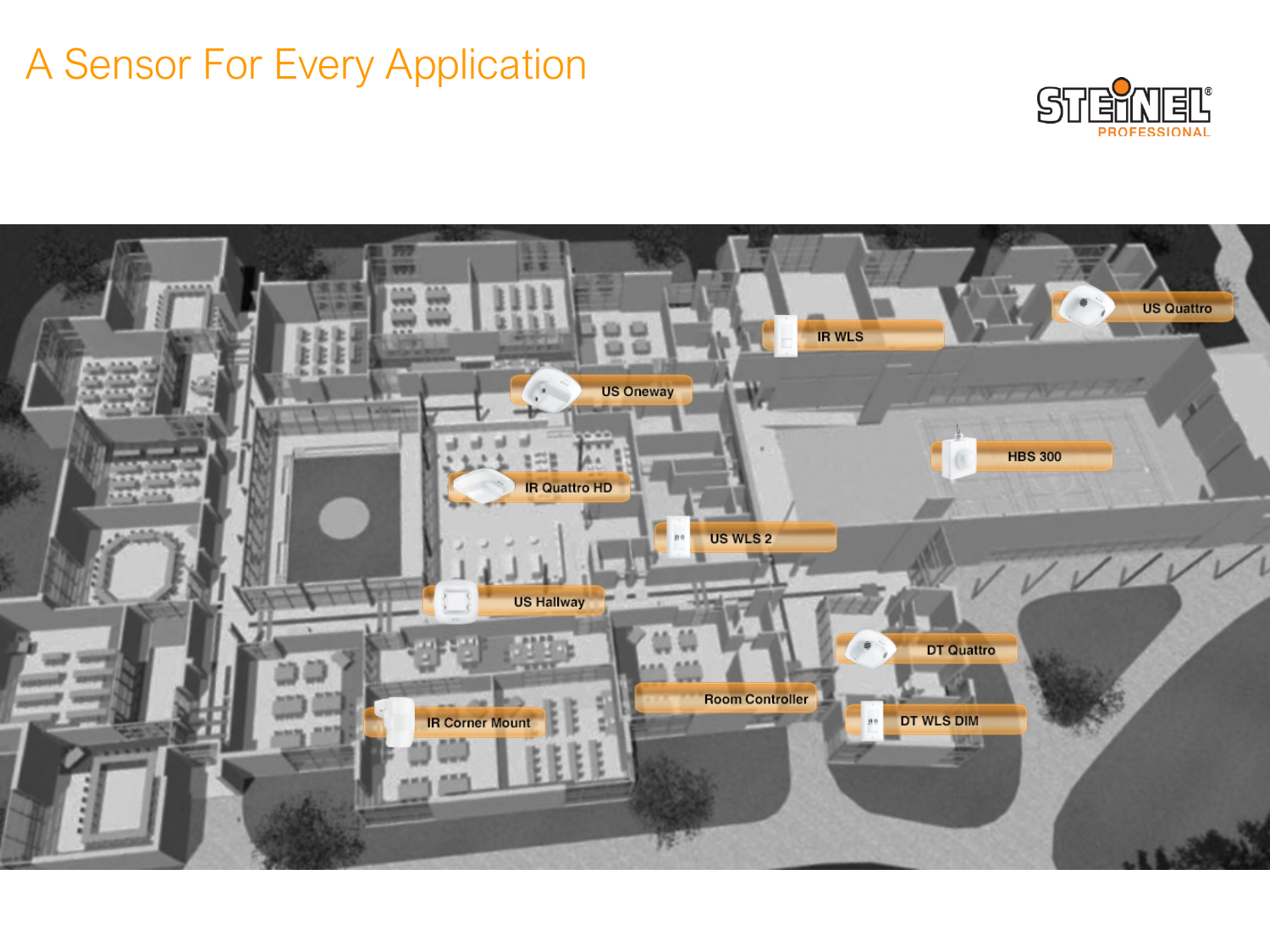# A Sensor For Every Application

STEINEL PROFESSIONAL

- US Quattro
- IR WLS
- US Oneway
- HBS 300
- IR Quattro HD
- US WLS 2
- US Hallway
- DT Quattro
- Room Controller
- IR Corner Mount
- DT WLS DIM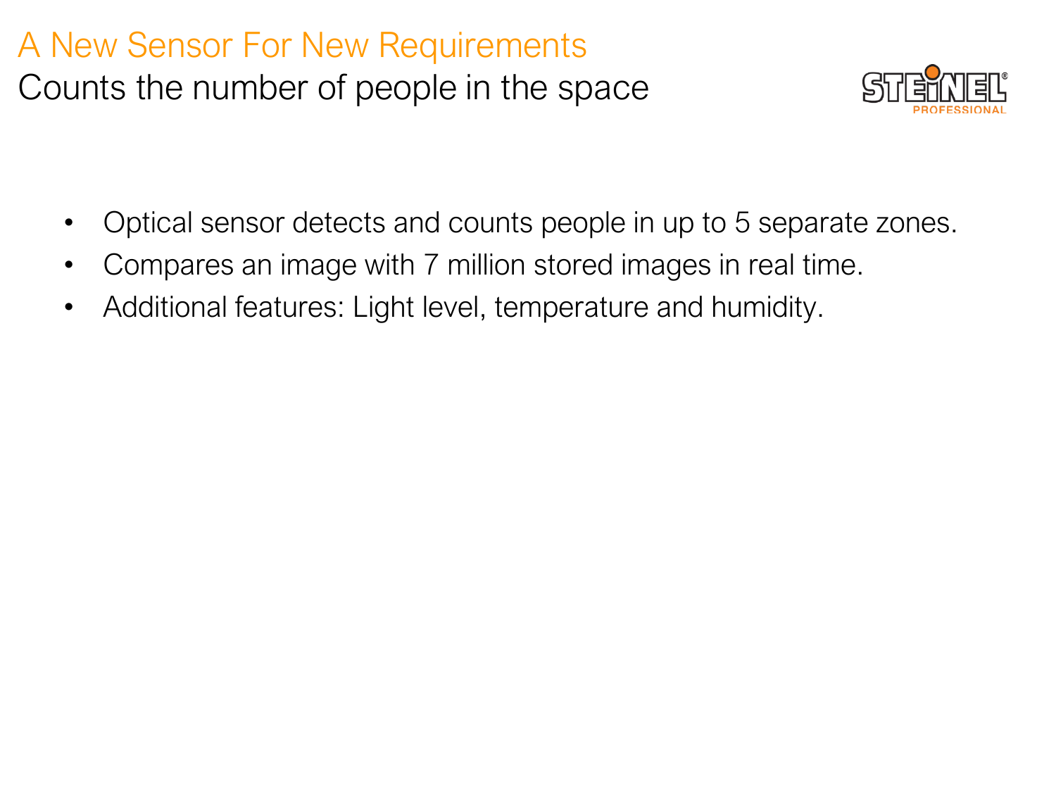# A New Sensor For New Requirements

## Counts the number of people in the space

- Optical sensor detects and counts people in up to 5 separate zones.
- Compares an image with 7 million stored images in real time.
- Additional features: Light level, temperature and humidity.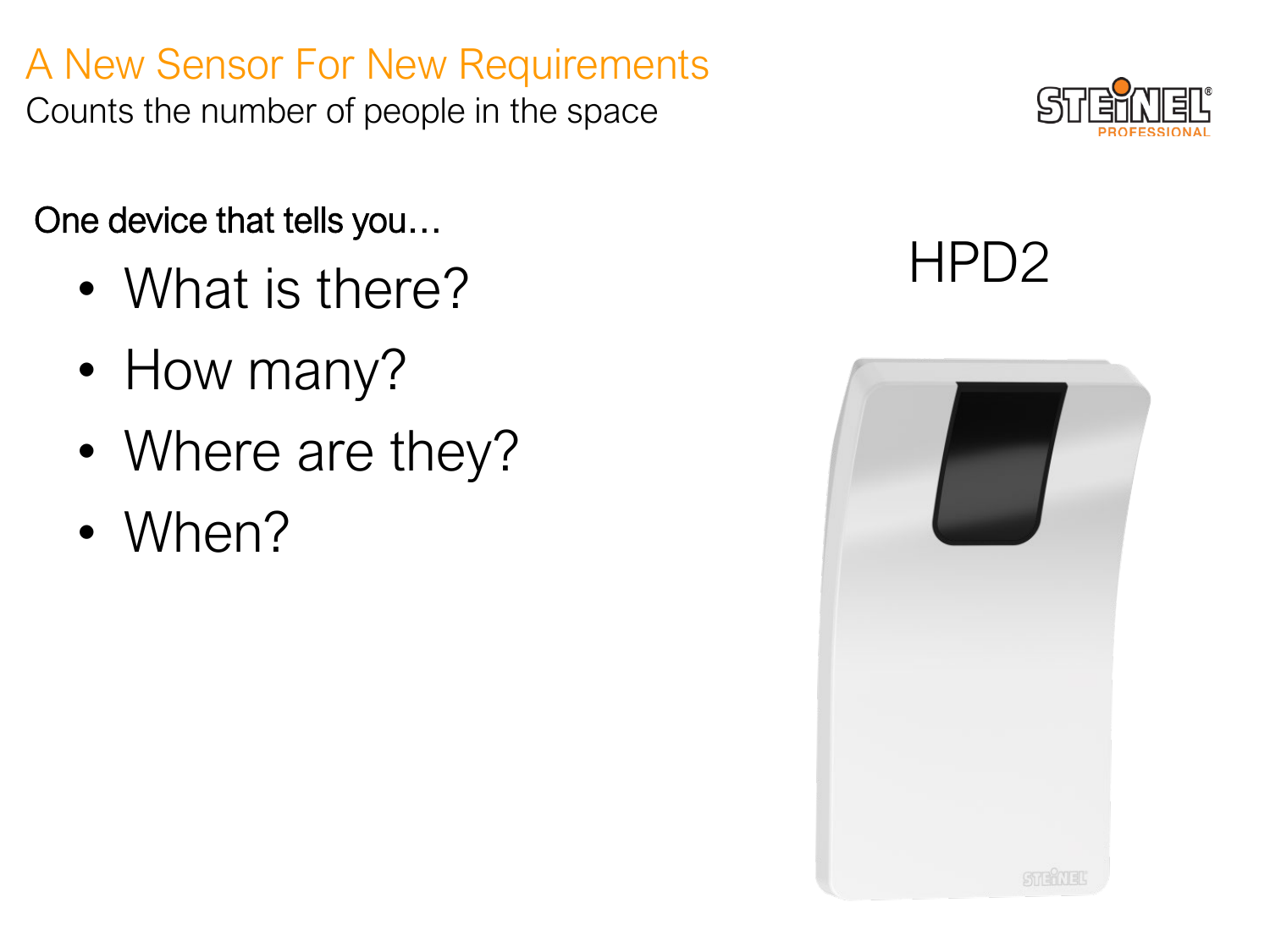# A New Sensor For New Requirements

Counts the number of people in the space

One device that tells you…

- What is there?
- How many?
- Where are they?
- When?

HPD2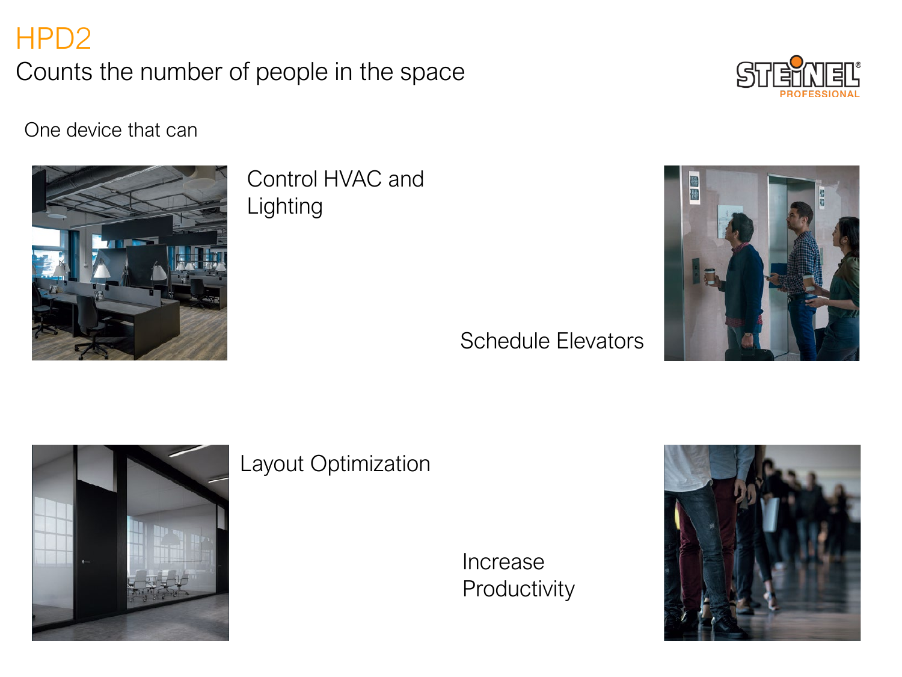# HPD2

## Counts the number of people in the space

One device that can

- Control HVAC and Lighting
- Schedule Elevators
- Layout Optimization
- Increase Productivity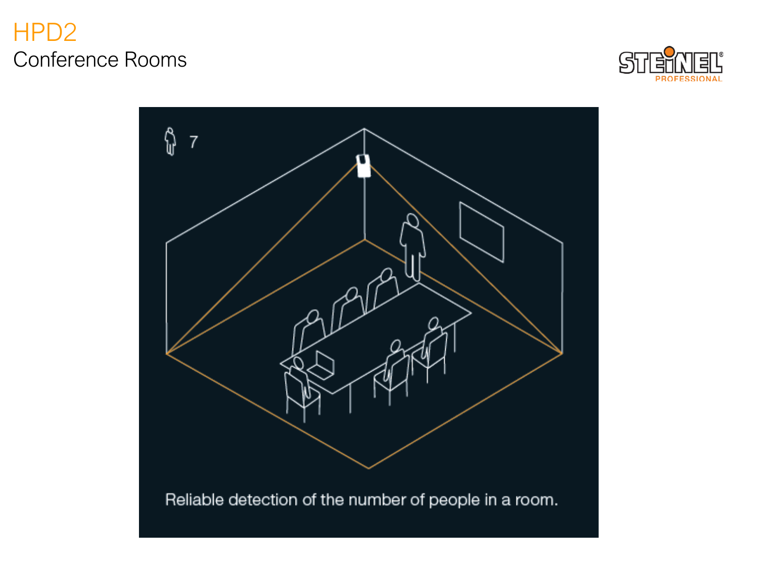# HPD2

## Conference Rooms

7

Reliable detection of the number of people in a room.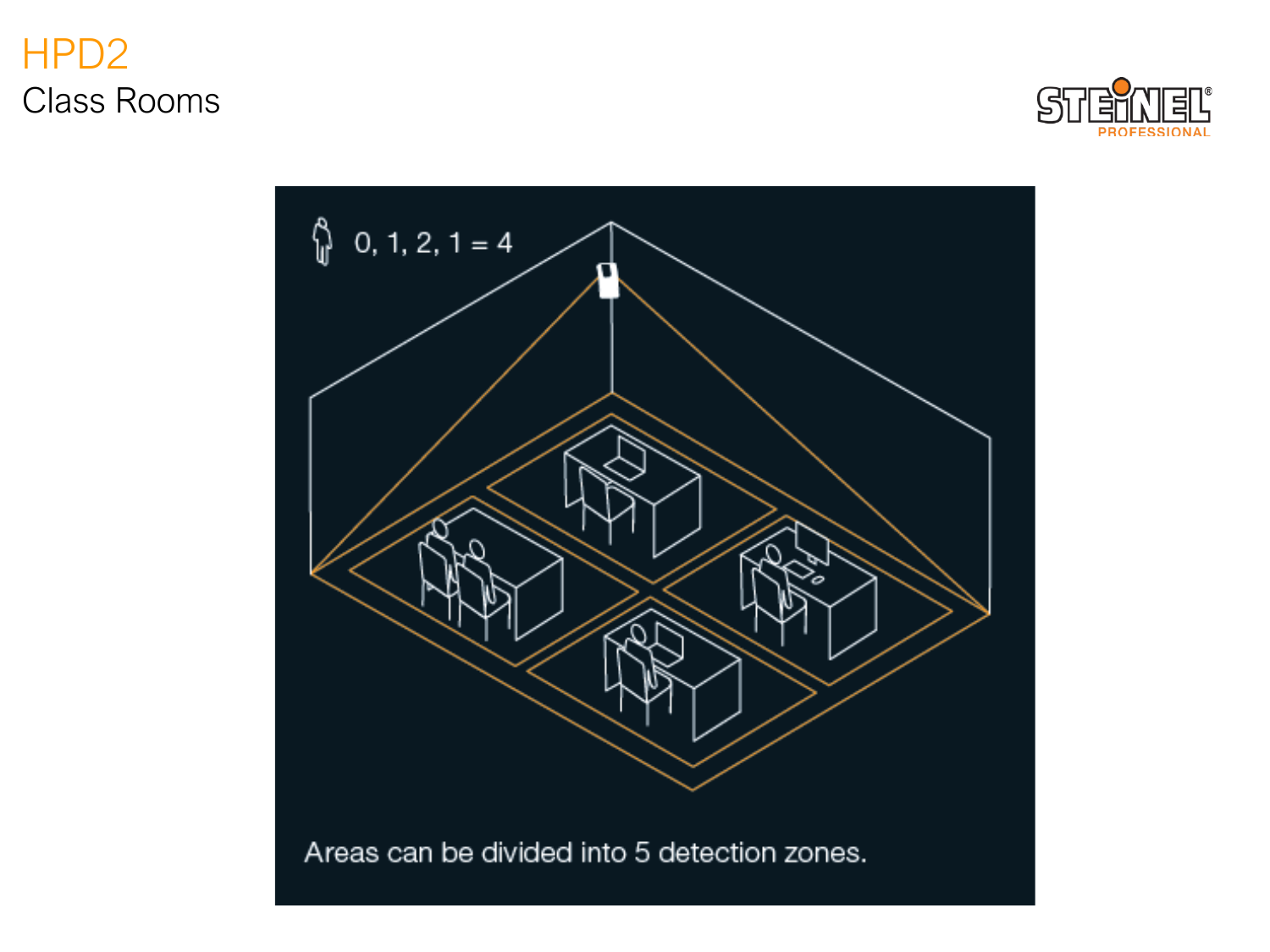# HPD2

## Class Rooms

0, 1, 2, 1 = 4

Areas can be divided into 5 detection zones.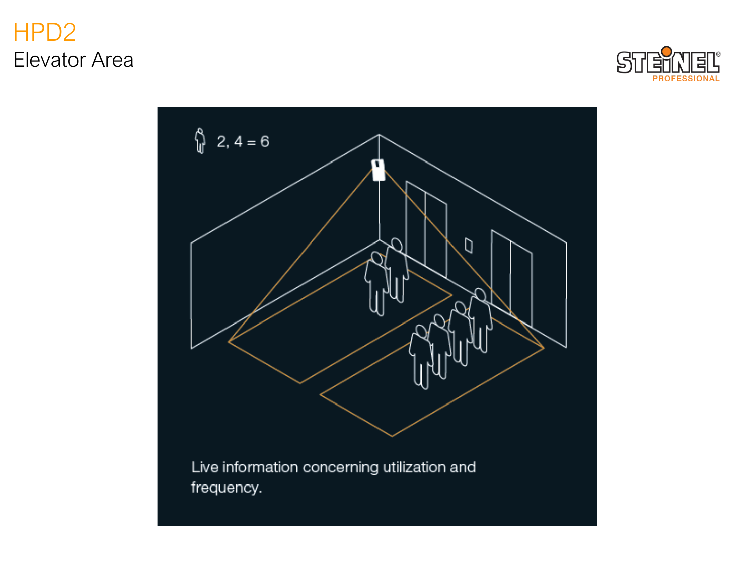# HPD2

## Elevator Area

2, 4 = 6

Live information concerning utilization and frequency.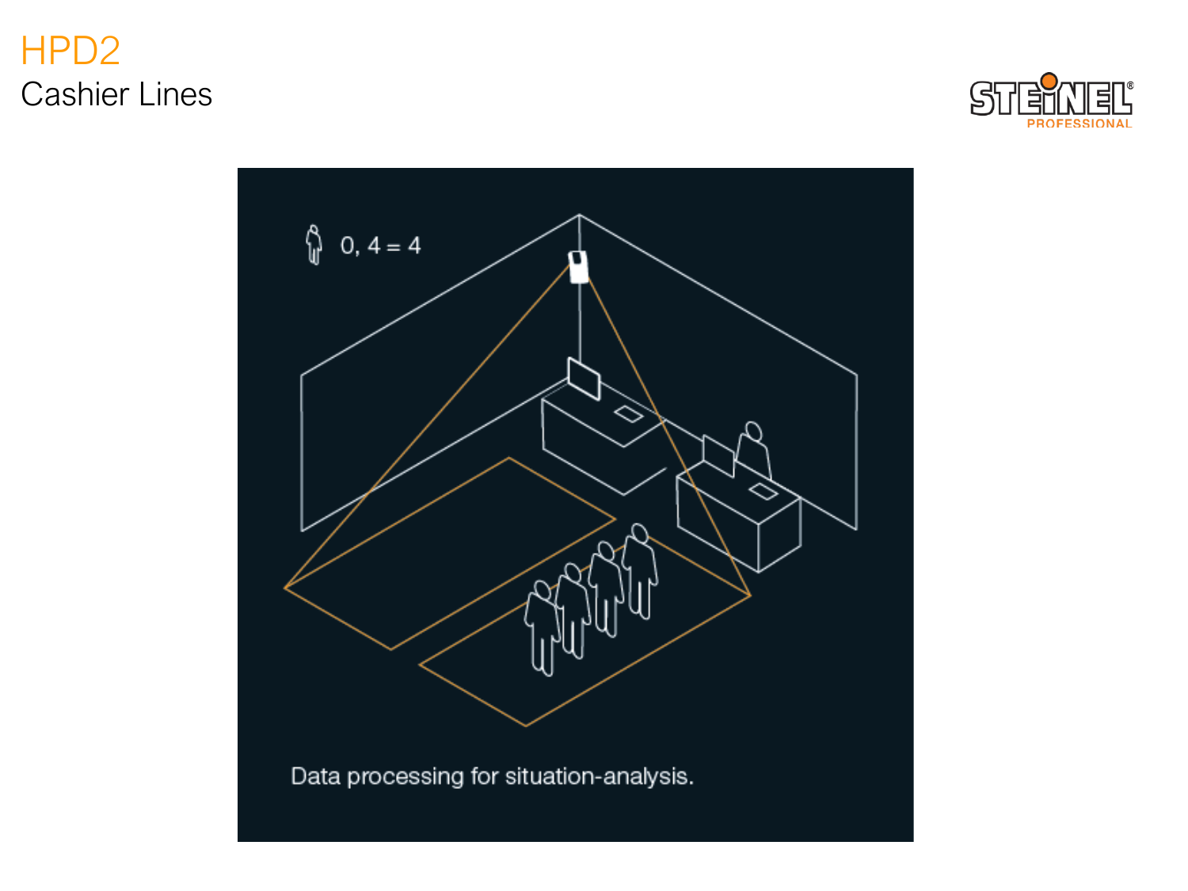# HPD2

## Cashier Lines

0, 4 = 4

Data processing for situation-analysis.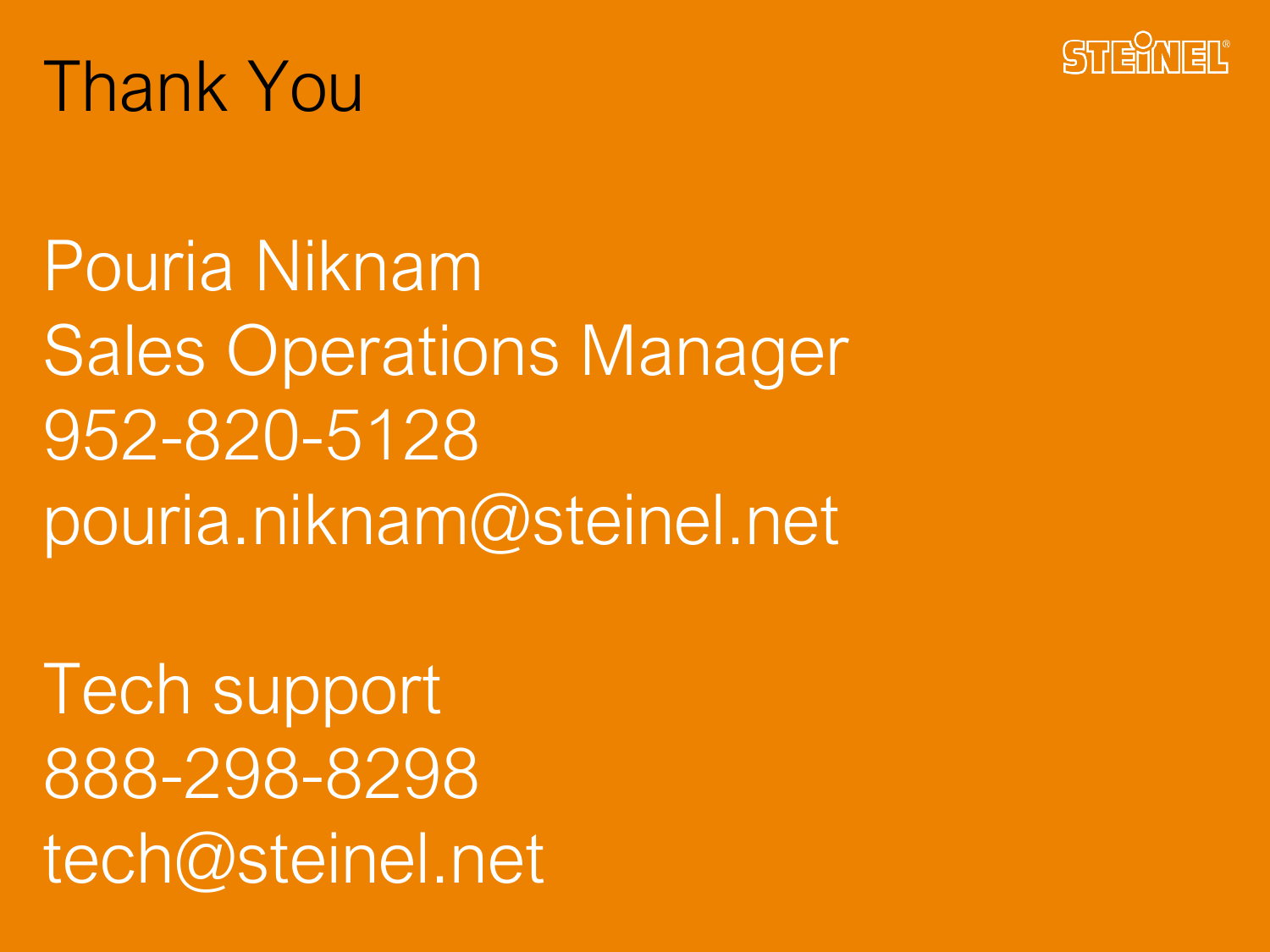# Thank You

STEINEL®

Pouria Niknam
Sales Operations Manager
952-820-5128
pouria.niknam@steinel.net

Tech support
888-298-8298
tech@steinel.net